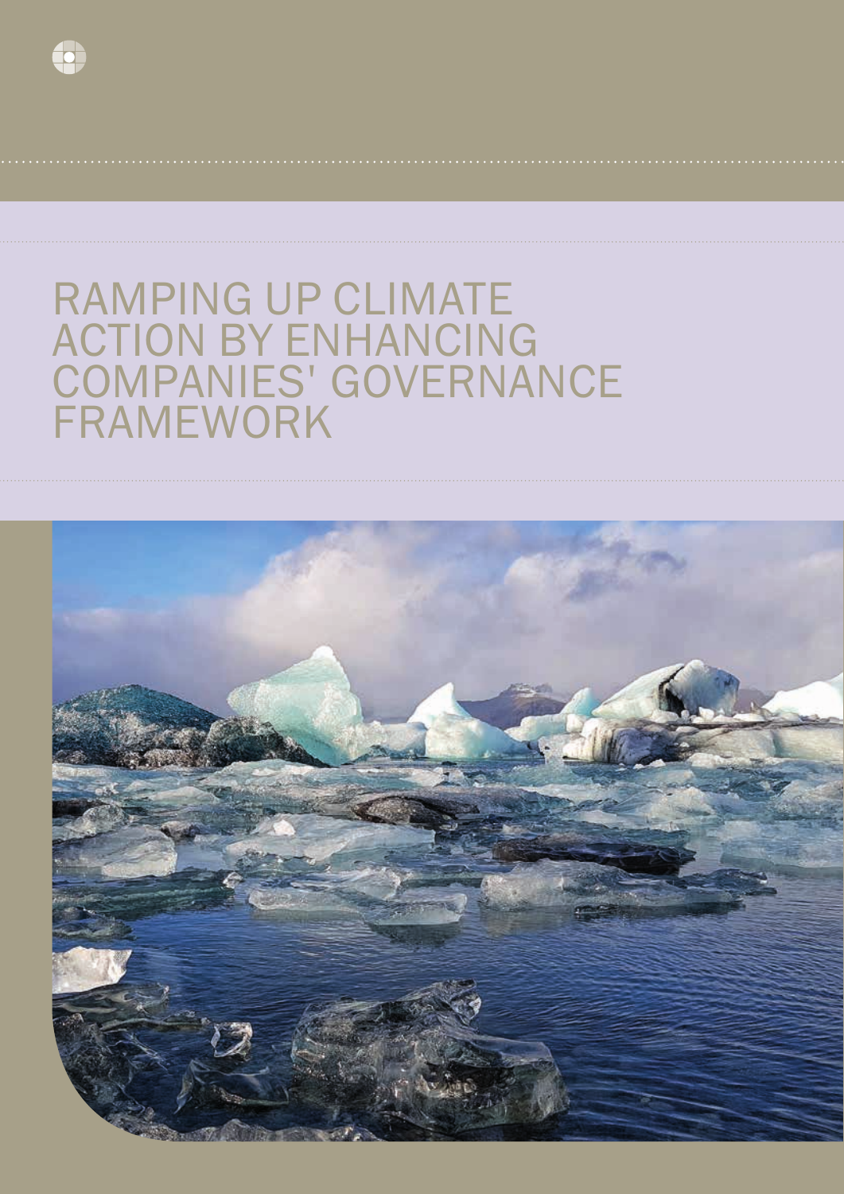# RAMPING UP CLIMATE ACTION BY ENHANCING COMPANIES' GOVERNANCE FRAMEWORK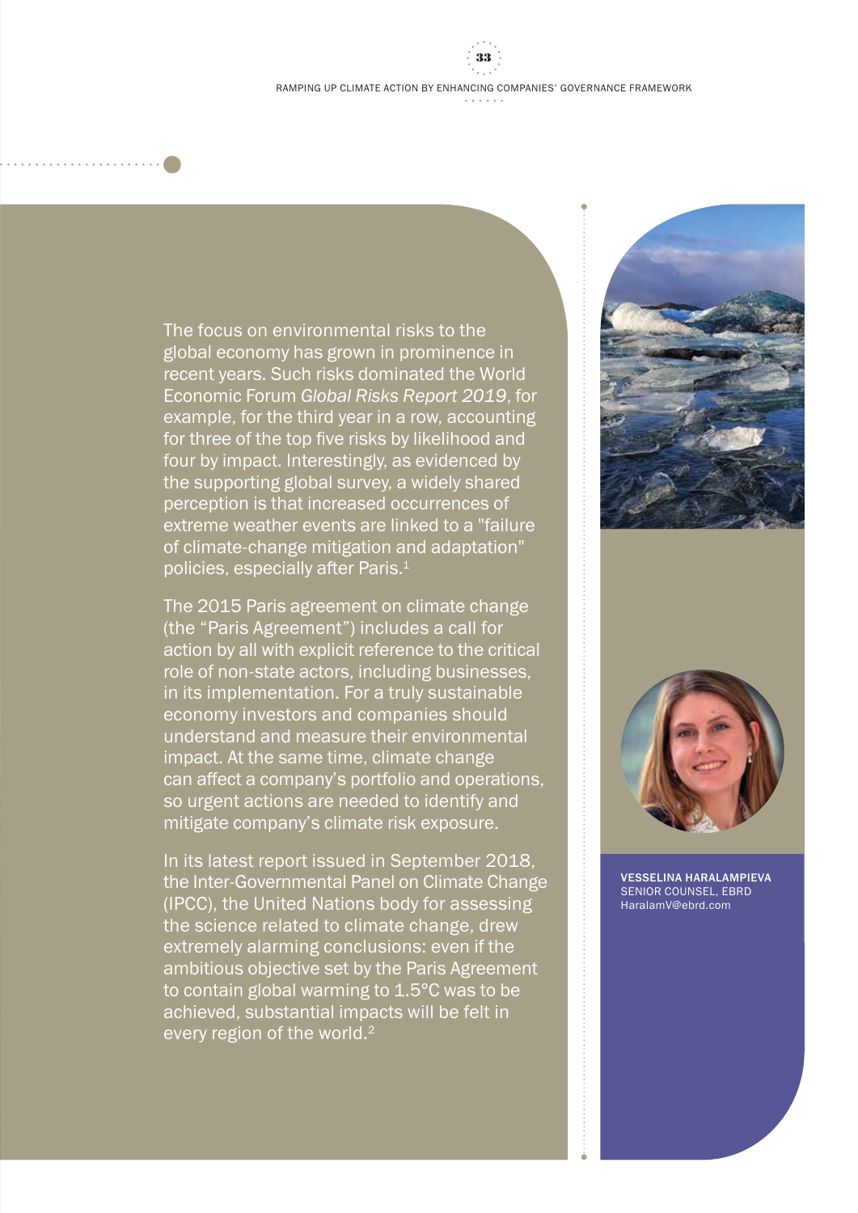The focus on environmental risks to the global economy has grown in prominence in recent years. Such risks dominated the World Economic Forum *Global Risks Report 2019*, for example, for the third year in a row, accounting for three of the top five risks by likelihood and four by impact. Interestingly, as evidenced by the supporting global survey, a widely shared perception is that increased occurrences of extreme weather events are linked to a "failure of climate-change mitigation and adaptation" policies, especially after Paris.[1]

The 2015 Paris agreement on climate change (the "Paris Agreement") includes a call for action by all with explicit reference to the critical role of non-state actors, including businesses, in its implementation. For a truly sustainable economy investors and companies should understand and measure their environmental impact. At the same time, climate change can affect a company's portfolio and operations, so urgent actions are needed to identify and mitigate company's climate risk exposure.

In its latest report issued in September 2018, the Inter-Governmental Panel on Climate Change (IPCC), the United Nations body for assessing the science related to climate change, drew extremely alarming conclusions: even if the ambitious objective set by the Paris Agreement to contain global warming to 1.5°C was to be achieved, substantial impacts will be felt in every region of the world.[2]

**VESSELINA HARALAMPIEVA**
SENIOR COUNSEL, EBRD
HaralamV@ebrd.com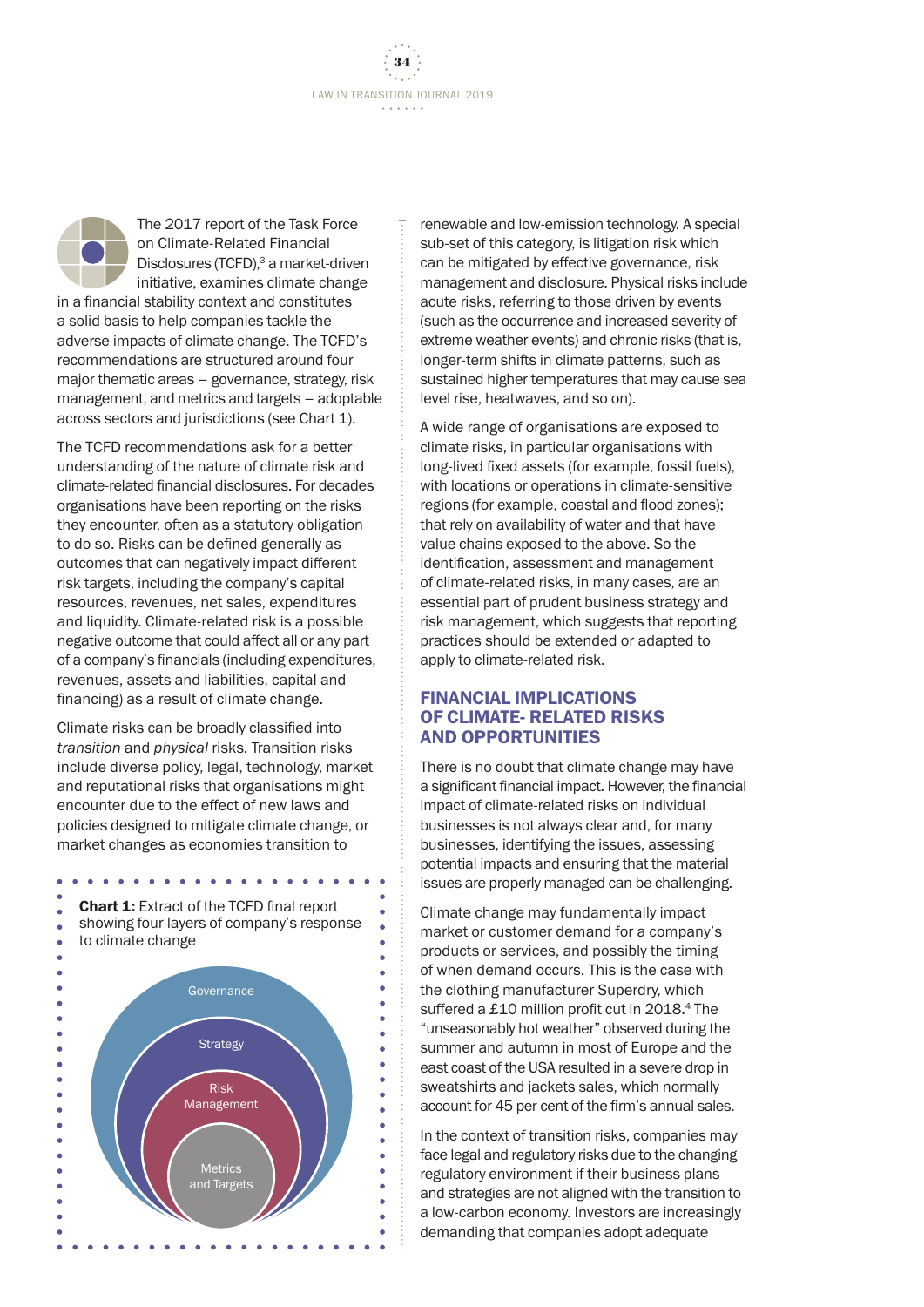The 2017 report of the Task Force on Climate-Related Financial Disclosures (TCFD),[3] a market-driven initiative, examines climate change in a financial stability context and constitutes a solid basis to help companies tackle the adverse impacts of climate change. The TCFD's recommendations are structured around four major thematic areas – governance, strategy, risk management, and metrics and targets – adoptable across sectors and jurisdictions (see Chart 1).

The TCFD recommendations ask for a better understanding of the nature of climate risk and climate-related financial disclosures. For decades organisations have been reporting on the risks they encounter, often as a statutory obligation to do so. Risks can be defined generally as outcomes that can negatively impact different risk targets, including the company's capital resources, revenues, net sales, expenditures and liquidity. Climate-related risk is a possible negative outcome that could affect all or any part of a company's financials (including expenditures, revenues, assets and liabilities, capital and financing) as a result of climate change.

Climate risks can be broadly classified into *transition* and *physical* risks. Transition risks include diverse policy, legal, technology, market and reputational risks that organisations might encounter due to the effect of new laws and policies designed to mitigate climate change, or market changes as economies transition to renewable and low-emission technology. A special sub-set of this category, is litigation risk which can be mitigated by effective governance, risk management and disclosure. Physical risks include acute risks, referring to those driven by events (such as the occurrence and increased severity of extreme weather events) and chronic risks (that is, longer-term shifts in climate patterns, such as sustained higher temperatures that may cause sea level rise, heatwaves, and so on).

**Chart 1:** Extract of the TCFD final report showing four layers of company's response to climate change

Governance

Strategy

Risk Management

Metrics and Targets

A wide range of organisations are exposed to climate risks, in particular organisations with long-lived fixed assets (for example, fossil fuels), with locations or operations in climate-sensitive regions (for example, coastal and flood zones); that rely on availability of water and that have value chains exposed to the above. So the identification, assessment and management of climate-related risks, in many cases, are an essential part of prudent business strategy and risk management, which suggests that reporting practices should be extended or adapted to apply to climate-related risk.

## FINANCIAL IMPLICATIONS OF CLIMATE- RELATED RISKS AND OPPORTUNITIES

There is no doubt that climate change may have a significant financial impact. However, the financial impact of climate-related risks on individual businesses is not always clear and, for many businesses, identifying the issues, assessing potential impacts and ensuring that the material issues are properly managed can be challenging.

Climate change may fundamentally impact market or customer demand for a company's products or services, and possibly the timing of when demand occurs. This is the case with the clothing manufacturer Superdry, which suffered a £10 million profit cut in 2018.[4] The "unseasonably hot weather" observed during the summer and autumn in most of Europe and the east coast of the USA resulted in a severe drop in sweatshirts and jackets sales, which normally account for 45 per cent of the firm's annual sales.

In the context of transition risks, companies may face legal and regulatory risks due to the changing regulatory environment if their business plans and strategies are not aligned with the transition to a low-carbon economy. Investors are increasingly demanding that companies adopt adequate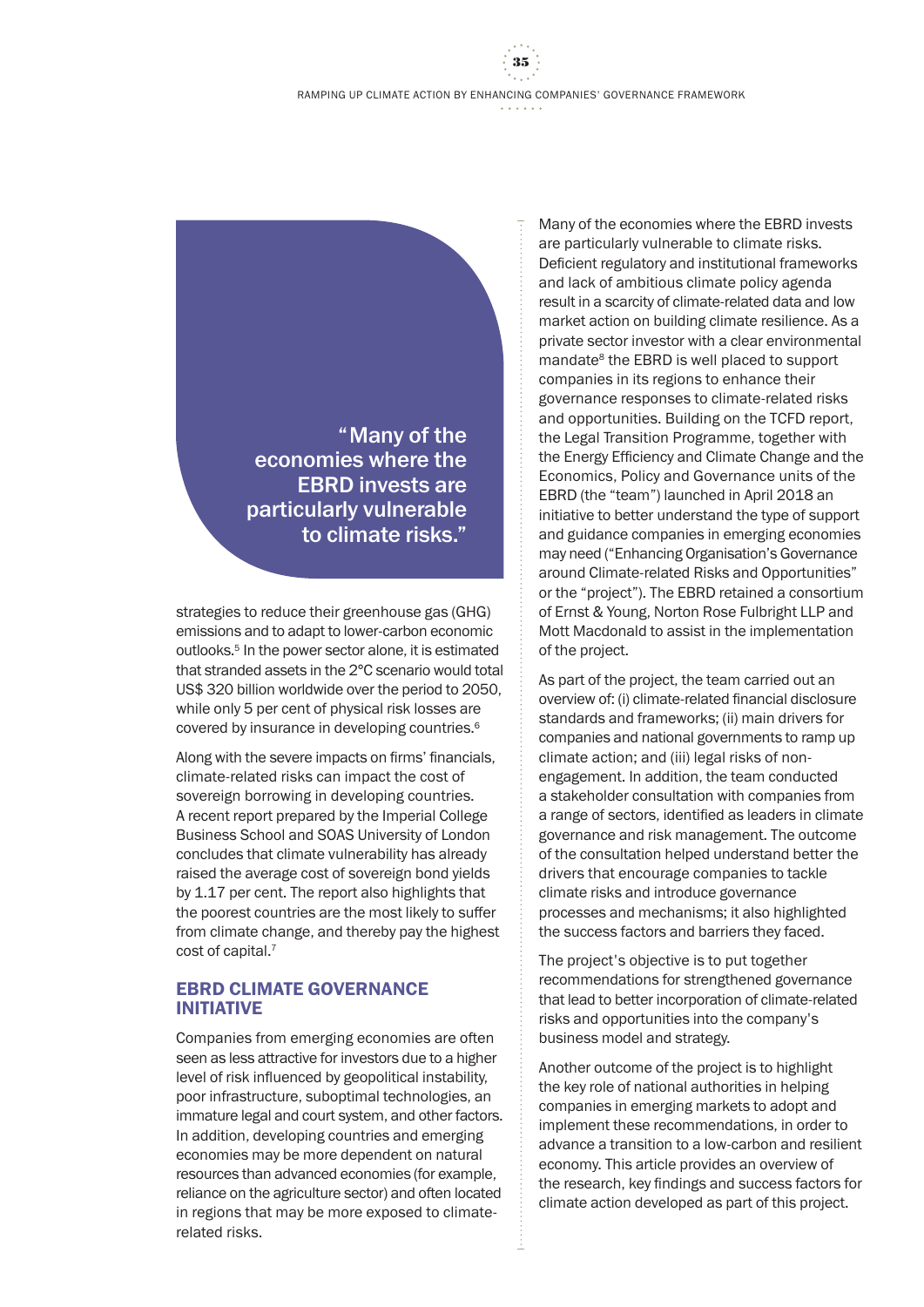> "Many of the economies where the EBRD invests are particularly vulnerable to climate risks."

strategies to reduce their greenhouse gas (GHG) emissions and to adapt to lower-carbon economic outlooks.[5] In the power sector alone, it is estimated that stranded assets in the 2°C scenario would total US$ 320 billion worldwide over the period to 2050, while only 5 per cent of physical risk losses are covered by insurance in developing countries.[6]

Along with the severe impacts on firms' financials, climate-related risks can impact the cost of sovereign borrowing in developing countries. A recent report prepared by the Imperial College Business School and SOAS University of London concludes that climate vulnerability has already raised the average cost of sovereign bond yields by 1.17 per cent. The report also highlights that the poorest countries are the most likely to suffer from climate change, and thereby pay the highest cost of capital.[7]

## EBRD CLIMATE GOVERNANCE INITIATIVE

Companies from emerging economies are often seen as less attractive for investors due to a higher level of risk influenced by geopolitical instability, poor infrastructure, suboptimal technologies, an immature legal and court system, and other factors. In addition, developing countries and emerging economies may be more dependent on natural resources than advanced economies (for example, reliance on the agriculture sector) and often located in regions that may be more exposed to climate-related risks.

Many of the economies where the EBRD invests are particularly vulnerable to climate risks. Deficient regulatory and institutional frameworks and lack of ambitious climate policy agenda result in a scarcity of climate-related data and low market action on building climate resilience. As a private sector investor with a clear environmental mandate[8] the EBRD is well placed to support companies in its regions to enhance their governance responses to climate-related risks and opportunities. Building on the TCFD report, the Legal Transition Programme, together with the Energy Efficiency and Climate Change and the Economics, Policy and Governance units of the EBRD (the "team") launched in April 2018 an initiative to better understand the type of support and guidance companies in emerging economies may need ("Enhancing Organisation's Governance around Climate-related Risks and Opportunities" or the "project"). The EBRD retained a consortium of Ernst & Young, Norton Rose Fulbright LLP and Mott Macdonald to assist in the implementation of the project.

As part of the project, the team carried out an overview of: (i) climate-related financial disclosure standards and frameworks; (ii) main drivers for companies and national governments to ramp up climate action; and (iii) legal risks of non-engagement. In addition, the team conducted a stakeholder consultation with companies from a range of sectors, identified as leaders in climate governance and risk management. The outcome of the consultation helped understand better the drivers that encourage companies to tackle climate risks and introduce governance processes and mechanisms; it also highlighted the success factors and barriers they faced.

The project's objective is to put together recommendations for strengthened governance that lead to better incorporation of climate-related risks and opportunities into the company's business model and strategy.

Another outcome of the project is to highlight the key role of national authorities in helping companies in emerging markets to adopt and implement these recommendations, in order to advance a transition to a low-carbon and resilient economy. This article provides an overview of the research, key findings and success factors for climate action developed as part of this project.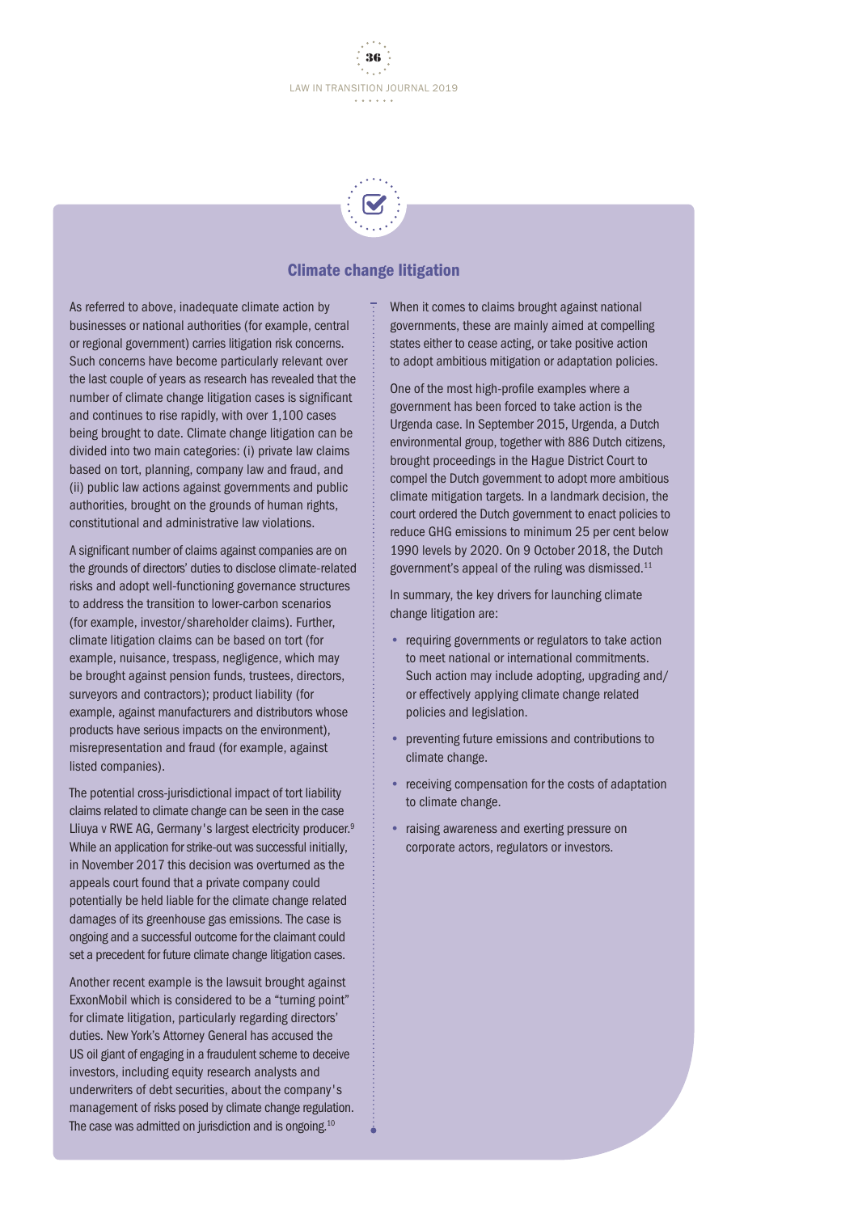## Climate change litigation

As referred to above, inadequate climate action by businesses or national authorities (for example, central or regional government) carries litigation risk concerns. Such concerns have become particularly relevant over the last couple of years as research has revealed that the number of climate change litigation cases is significant and continues to rise rapidly, with over 1,100 cases being brought to date. Climate change litigation can be divided into two main categories: (i) private law claims based on tort, planning, company law and fraud, and (ii) public law actions against governments and public authorities, brought on the grounds of human rights, constitutional and administrative law violations.

A significant number of claims against companies are on the grounds of directors' duties to disclose climate-related risks and adopt well-functioning governance structures to address the transition to lower-carbon scenarios (for example, investor/shareholder claims). Further, climate litigation claims can be based on tort (for example, nuisance, trespass, negligence, which may be brought against pension funds, trustees, directors, surveyors and contractors); product liability (for example, against manufacturers and distributors whose products have serious impacts on the environment), misrepresentation and fraud (for example, against listed companies).

The potential cross-jurisdictional impact of tort liability claims related to climate change can be seen in the case Lliuya v RWE AG, Germany's largest electricity producer.[9] While an application for strike-out was successful initially, in November 2017 this decision was overturned as the appeals court found that a private company could potentially be held liable for the climate change related damages of its greenhouse gas emissions. The case is ongoing and a successful outcome for the claimant could set a precedent for future climate change litigation cases.

Another recent example is the lawsuit brought against ExxonMobil which is considered to be a "turning point" for climate litigation, particularly regarding directors' duties. New York's Attorney General has accused the US oil giant of engaging in a fraudulent scheme to deceive investors, including equity research analysts and underwriters of debt securities, about the company's management of risks posed by climate change regulation. The case was admitted on jurisdiction and is ongoing.[10]

When it comes to claims brought against national governments, these are mainly aimed at compelling states either to cease acting, or take positive action to adopt ambitious mitigation or adaptation policies.

One of the most high-profile examples where a government has been forced to take action is the Urgenda case. In September 2015, Urgenda, a Dutch environmental group, together with 886 Dutch citizens, brought proceedings in the Hague District Court to compel the Dutch government to adopt more ambitious climate mitigation targets. In a landmark decision, the court ordered the Dutch government to enact policies to reduce GHG emissions to minimum 25 per cent below 1990 levels by 2020. On 9 October 2018, the Dutch government's appeal of the ruling was dismissed.[11]

In summary, the key drivers for launching climate change litigation are:

- requiring governments or regulators to take action to meet national or international commitments. Such action may include adopting, upgrading and/or effectively applying climate change related policies and legislation.
- preventing future emissions and contributions to climate change.
- receiving compensation for the costs of adaptation to climate change.
- raising awareness and exerting pressure on corporate actors, regulators or investors.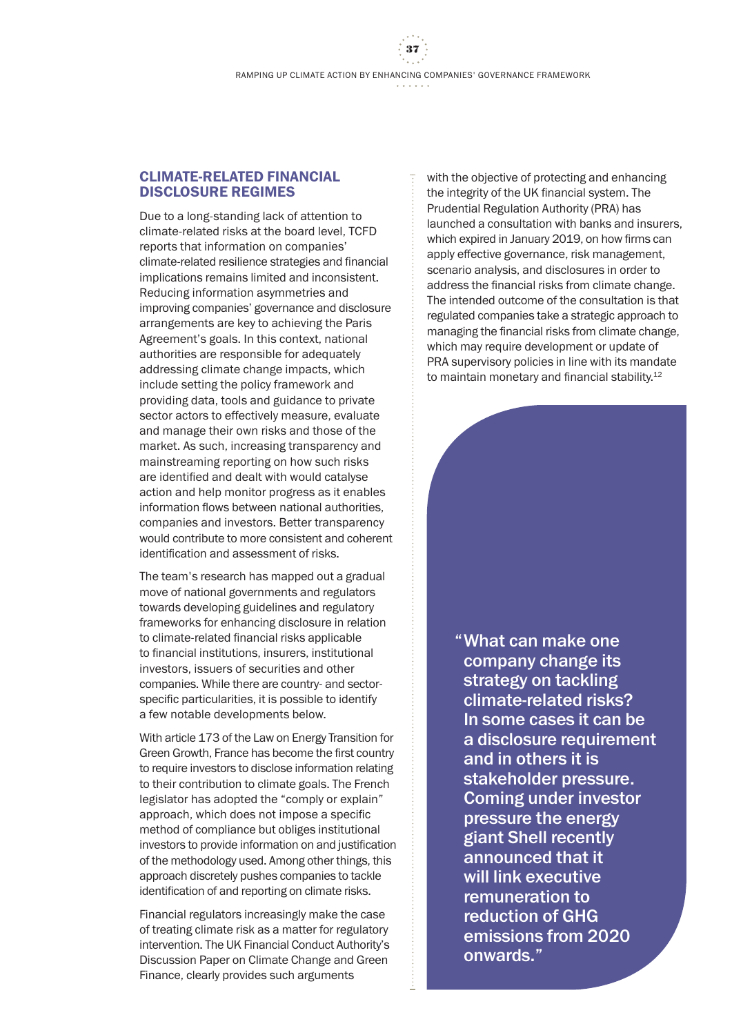## CLIMATE-RELATED FINANCIAL DISCLOSURE REGIMES

Due to a long-standing lack of attention to climate-related risks at the board level, TCFD reports that information on companies' climate-related resilience strategies and financial implications remains limited and inconsistent. Reducing information asymmetries and improving companies' governance and disclosure arrangements are key to achieving the Paris Agreement's goals. In this context, national authorities are responsible for adequately addressing climate change impacts, which include setting the policy framework and providing data, tools and guidance to private sector actors to effectively measure, evaluate and manage their own risks and those of the market. As such, increasing transparency and mainstreaming reporting on how such risks are identified and dealt with would catalyse action and help monitor progress as it enables information flows between national authorities, companies and investors. Better transparency would contribute to more consistent and coherent identification and assessment of risks.

The team's research has mapped out a gradual move of national governments and regulators towards developing guidelines and regulatory frameworks for enhancing disclosure in relation to climate-related financial risks applicable to financial institutions, insurers, institutional investors, issuers of securities and other companies. While there are country- and sector-specific particularities, it is possible to identify a few notable developments below.

With article 173 of the Law on Energy Transition for Green Growth, France has become the first country to require investors to disclose information relating to their contribution to climate goals. The French legislator has adopted the "comply or explain" approach, which does not impose a specific method of compliance but obliges institutional investors to provide information on and justification of the methodology used. Among other things, this approach discretely pushes companies to tackle identification of and reporting on climate risks.

Financial regulators increasingly make the case of treating climate risk as a matter for regulatory intervention. The UK Financial Conduct Authority's Discussion Paper on Climate Change and Green Finance, clearly provides such arguments with the objective of protecting and enhancing the integrity of the UK financial system. The Prudential Regulation Authority (PRA) has launched a consultation with banks and insurers, which expired in January 2019, on how firms can apply effective governance, risk management, scenario analysis, and disclosures in order to address the financial risks from climate change. The intended outcome of the consultation is that regulated companies take a strategic approach to managing the financial risks from climate change, which may require development or update of PRA supervisory policies in line with its mandate to maintain monetary and financial stability.[12]

> **"What can make one company change its strategy on tackling climate-related risks? In some cases it can be a disclosure requirement and in others it is stakeholder pressure. Coming under investor pressure the energy giant Shell recently announced that it will link executive remuneration to reduction of GHG emissions from 2020 onwards."**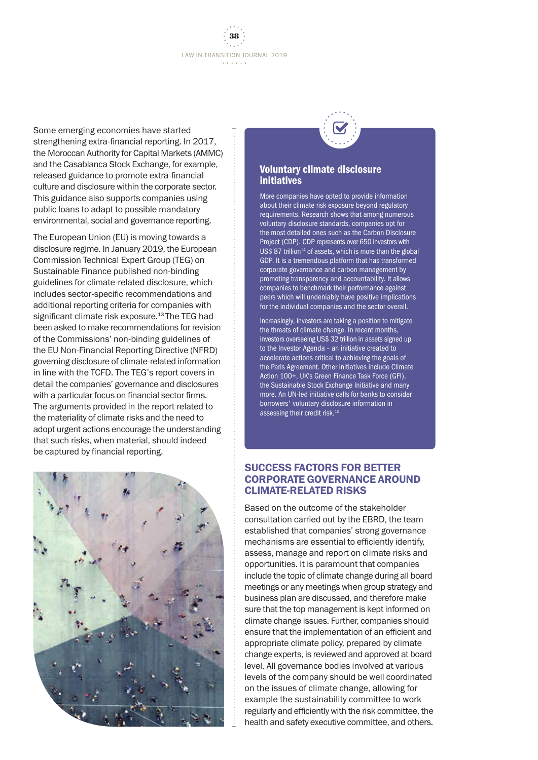Some emerging economies have started strengthening extra-financial reporting. In 2017, the Moroccan Authority for Capital Markets (AMMC) and the Casablanca Stock Exchange, for example, released guidance to promote extra-financial culture and disclosure within the corporate sector. This guidance also supports companies using public loans to adapt to possible mandatory environmental, social and governance reporting.

The European Union (EU) is moving towards a disclosure regime. In January 2019, the European Commission Technical Expert Group (TEG) on Sustainable Finance published non-binding guidelines for climate-related disclosure, which includes sector-specific recommendations and additional reporting criteria for companies with significant climate risk exposure.[13] The TEG had been asked to make recommendations for revision of the Commissions' non-binding guidelines of the EU Non-Financial Reporting Directive (NFRD) governing disclosure of climate-related information in line with the TCFD. The TEG's report covers in detail the companies' governance and disclosures with a particular focus on financial sector firms. The arguments provided in the report related to the materiality of climate risks and the need to adopt urgent actions encourage the understanding that such risks, when material, should indeed be captured by financial reporting.

### Voluntary climate disclosure initiatives

More companies have opted to provide information about their climate risk exposure beyond regulatory requirements. Research shows that among numerous voluntary disclosure standards, companies opt for the most detailed ones such as the Carbon Disclosure Project (CDP). CDP represents over 650 investors with US$ 87 trillion[14] of assets, which is more than the global GDP. It is a tremendous platform that has transformed corporate governance and carbon management by promoting transparency and accountability. It allows companies to benchmark their performance against peers which will undeniably have positive implications for the individual companies and the sector overall.

Increasingly, investors are taking a position to mitigate the threats of climate change. In recent months, investors overseeing US$ 32 trillion in assets signed up to the Investor Agenda – an initiative created to accelerate actions critical to achieving the goals of the Paris Agreement. Other initiatives include Climate Action 100+, UK's Green Finance Task Force (GFI), the Sustainable Stock Exchange Initiative and many more. An UN-led initiative calls for banks to consider borrowers' voluntary disclosure information in assessing their credit risk.[15]

## SUCCESS FACTORS FOR BETTER CORPORATE GOVERNANCE AROUND CLIMATE-RELATED RISKS

Based on the outcome of the stakeholder consultation carried out by the EBRD, the team established that companies' strong governance mechanisms are essential to efficiently identify, assess, manage and report on climate risks and opportunities. It is paramount that companies include the topic of climate change during all board meetings or any meetings when group strategy and business plan are discussed, and therefore make sure that the top management is kept informed on climate change issues. Further, companies should ensure that the implementation of an efficient and appropriate climate policy, prepared by climate change experts, is reviewed and approved at board level. All governance bodies involved at various levels of the company should be well coordinated on the issues of climate change, allowing for example the sustainability committee to work regularly and efficiently with the risk committee, the health and safety executive committee, and others.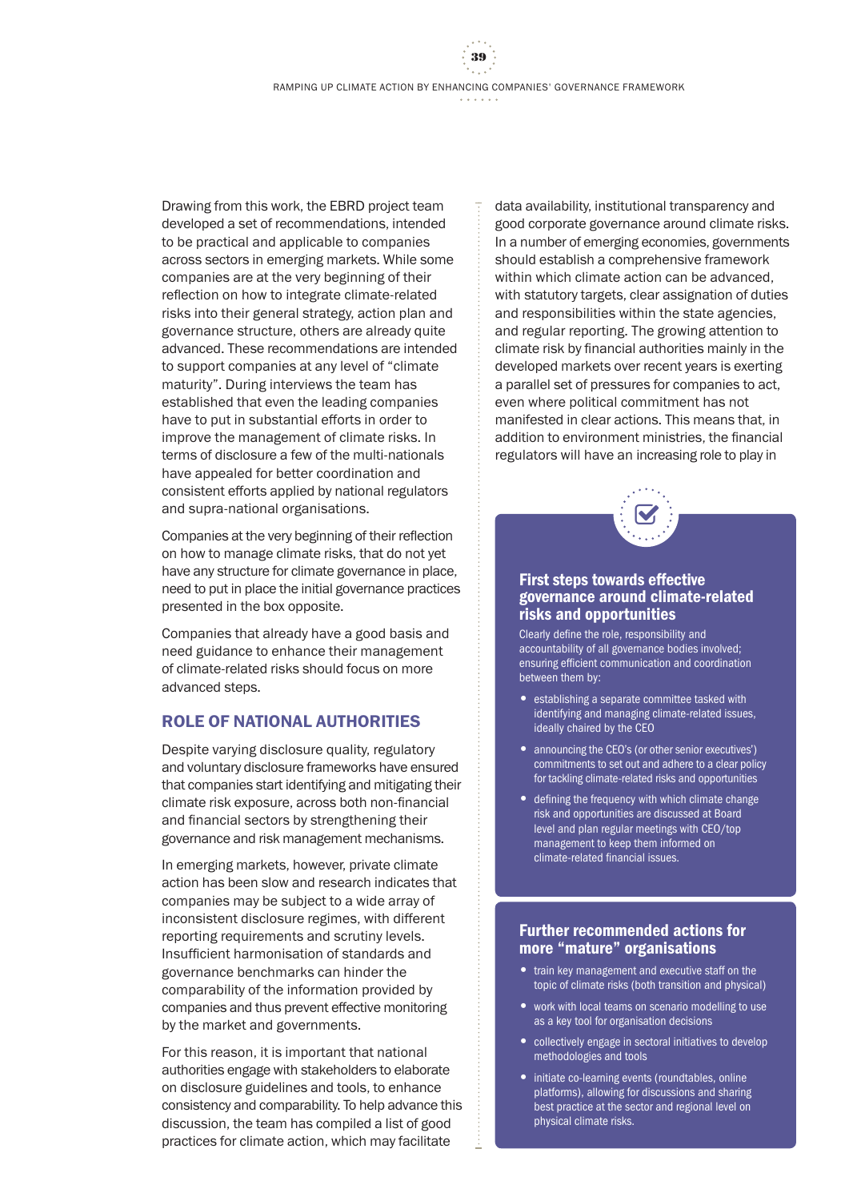Drawing from this work, the EBRD project team developed a set of recommendations, intended to be practical and applicable to companies across sectors in emerging markets. While some companies are at the very beginning of their reflection on how to integrate climate-related risks into their general strategy, action plan and governance structure, others are already quite advanced. These recommendations are intended to support companies at any level of "climate maturity". During interviews the team has established that even the leading companies have to put in substantial efforts in order to improve the management of climate risks. In terms of disclosure a few of the multi-nationals have appealed for better coordination and consistent efforts applied by national regulators and supra-national organisations.

Companies at the very beginning of their reflection on how to manage climate risks, that do not yet have any structure for climate governance in place, need to put in place the initial governance practices presented in the box opposite.

Companies that already have a good basis and need guidance to enhance their management of climate-related risks should focus on more advanced steps.

## ROLE OF NATIONAL AUTHORITIES

Despite varying disclosure quality, regulatory and voluntary disclosure frameworks have ensured that companies start identifying and mitigating their climate risk exposure, across both non-financial and financial sectors by strengthening their governance and risk management mechanisms.

In emerging markets, however, private climate action has been slow and research indicates that companies may be subject to a wide array of inconsistent disclosure regimes, with different reporting requirements and scrutiny levels. Insufficient harmonisation of standards and governance benchmarks can hinder the comparability of the information provided by companies and thus prevent effective monitoring by the market and governments.

For this reason, it is important that national authorities engage with stakeholders to elaborate on disclosure guidelines and tools, to enhance consistency and comparability. To help advance this discussion, the team has compiled a list of good practices for climate action, which may facilitate data availability, institutional transparency and good corporate governance around climate risks. In a number of emerging economies, governments should establish a comprehensive framework within which climate action can be advanced, with statutory targets, clear assignation of duties and responsibilities within the state agencies, and regular reporting. The growing attention to climate risk by financial authorities mainly in the developed markets over recent years is exerting a parallel set of pressures for companies to act, even where political commitment has not manifested in clear actions. This means that, in addition to environment ministries, the financial regulators will have an increasing role to play in

### First steps towards effective governance around climate-related risks and opportunities

Clearly define the role, responsibility and accountability of all governance bodies involved; ensuring efficient communication and coordination between them by:

- establishing a separate committee tasked with identifying and managing climate-related issues, ideally chaired by the CEO
- announcing the CEO's (or other senior executives') commitments to set out and adhere to a clear policy for tackling climate-related risks and opportunities
- defining the frequency with which climate change risk and opportunities are discussed at Board level and plan regular meetings with CEO/top management to keep them informed on climate-related financial issues.

### Further recommended actions for more "mature" organisations

- train key management and executive staff on the topic of climate risks (both transition and physical)
- work with local teams on scenario modelling to use as a key tool for organisation decisions
- collectively engage in sectoral initiatives to develop methodologies and tools
- initiate co-learning events (roundtables, online platforms), allowing for discussions and sharing best practice at the sector and regional level on physical climate risks.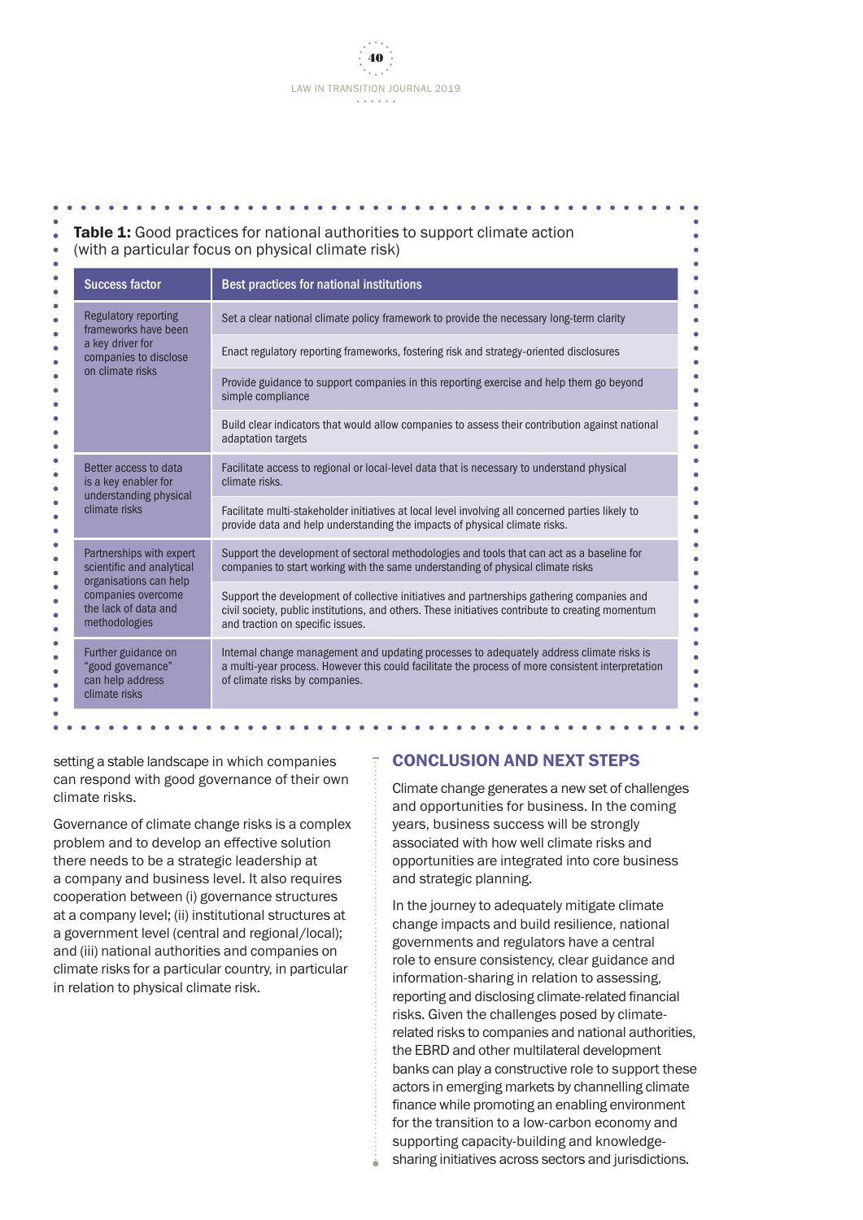**Table 1:** Good practices for national authorities to support climate action (with a particular focus on physical climate risk)

| Success factor | Best practices for national institutions |
|---|---|
| Regulatory reporting frameworks have been a key driver for companies to disclose on climate risks | Set a clear national climate policy framework to provide the necessary long-term clarity |
| | Enact regulatory reporting frameworks, fostering risk and strategy-oriented disclosures |
| | Provide guidance to support companies in this reporting exercise and help them go beyond simple compliance |
| | Build clear indicators that would allow companies to assess their contribution against national adaptation targets |
| Better access to data is a key enabler for understanding physical climate risks | Facilitate access to regional or local-level data that is necessary to understand physical climate risks. |
| | Facilitate multi-stakeholder initiatives at local level involving all concerned parties likely to provide data and help understanding the impacts of physical climate risks. |
| Partnerships with expert scientific and analytical organisations can help companies overcome the lack of data and methodologies | Support the development of sectoral methodologies and tools that can act as a baseline for companies to start working with the same understanding of physical climate risks |
| | Support the development of collective initiatives and partnerships gathering companies and civil society, public institutions, and others. These initiatives contribute to creating momentum and traction on specific issues. |
| Further guidance on "good governance" can help address climate risks | Internal change management and updating processes to adequately address climate risks is a multi-year process. However this could facilitate the process of more consistent interpretation of climate risks by companies. |

setting a stable landscape in which companies can respond with good governance of their own climate risks.

Governance of climate change risks is a complex problem and to develop an effective solution there needs to be a strategic leadership at a company and business level. It also requires cooperation between (i) governance structures at a company level; (ii) institutional structures at a government level (central and regional/local); and (iii) national authorities and companies on climate risks for a particular country, in particular in relation to physical climate risk.

## CONCLUSION AND NEXT STEPS

Climate change generates a new set of challenges and opportunities for business. In the coming years, business success will be strongly associated with how well climate risks and opportunities are integrated into core business and strategic planning.

In the journey to adequately mitigate climate change impacts and build resilience, national governments and regulators have a central role to ensure consistency, clear guidance and information-sharing in relation to assessing, reporting and disclosing climate-related financial risks. Given the challenges posed by climate-related risks to companies and national authorities, the EBRD and other multilateral development banks can play a constructive role to support these actors in emerging markets by channelling climate finance while promoting an enabling environment for the transition to a low-carbon economy and supporting capacity-building and knowledge-sharing initiatives across sectors and jurisdictions.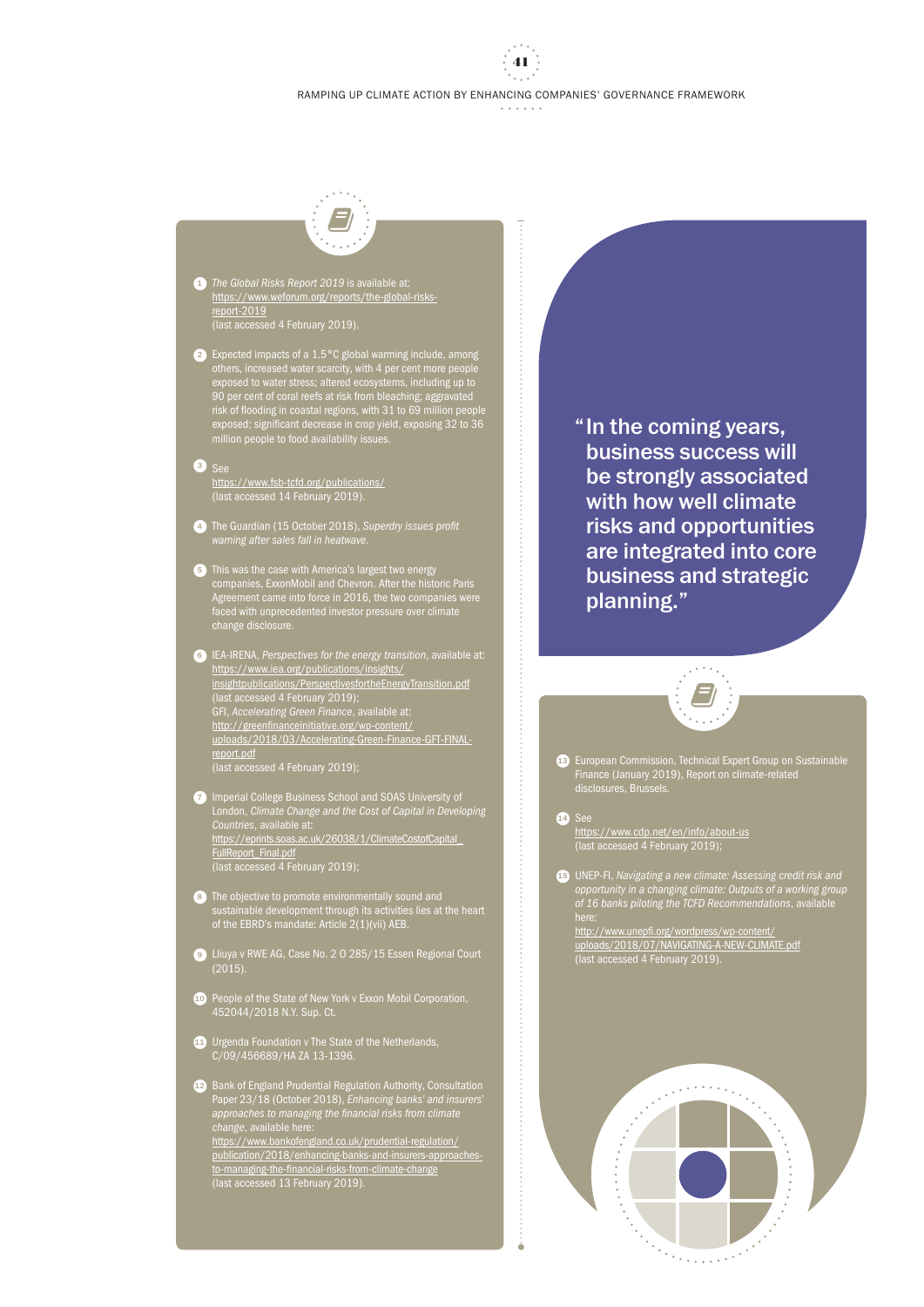1. *The Global Risks Report 2019* is available at: https://www.weforum.org/reports/the-global-risks-report-2019 (last accessed 4 February 2019).

2. Expected impacts of a 1.5°C global warming include, among others, increased water scarcity, with 4 per cent more people exposed to water stress; altered ecosystems, including up to 90 per cent of coral reefs at risk from bleaching; aggravated risk of flooding in coastal regions, with 31 to 69 million people exposed; significant decrease in crop yield, exposing 32 to 36 million people to food availability issues.

3. See https://www.fsb-tcfd.org/publications/ (last accessed 14 February 2019).

4. The Guardian (15 October 2018), *Superdry issues profit warning after sales fall in heatwave.*

5. This was the case with America's largest two energy companies, ExxonMobil and Chevron. After the historic Paris Agreement came into force in 2016, the two companies were faced with unprecedented investor pressure over climate change disclosure.

6. IEA-IRENA, *Perspectives for the energy transition*, available at: https://www.iea.org/publications/insights/insightpublications/PerspectivesfortheEnergyTransition.pdf (last accessed 4 February 2019); GFI, *Accelerating Green Finance*, available at: http://greenfinanceinitiative.org/wp-content/uploads/2018/03/Accelerating-Green-Finance-GFT-FINAL-report.pdf (last accessed 4 February 2019);

7. Imperial College Business School and SOAS University of London, *Climate Change and the Cost of Capital in Developing Countries*, available at: https://eprints.soas.ac.uk/26038/1/ClimateCostofCapital_FullReport_Final.pdf (last accessed 4 February 2019);

8. The objective to promote environmentally sound and sustainable development through its activities lies at the heart of the EBRD's mandate: Article 2(1)(vii) AEB.

9. Lliuya v RWE AG, Case No. 2 O 285/15 Essen Regional Court (2015).

10. People of the State of New York v Exxon Mobil Corporation, 452044/2018 N.Y. Sup. Ct.

11. Urgenda Foundation v The State of the Netherlands, C/09/456689/HA ZA 13-1396.

12. Bank of England Prudential Regulation Authority, Consultation Paper 23/18 (October 2018), *Enhancing banks' and insurers' approaches to managing the financial risks from climate change*, available here: https://www.bankofengland.co.uk/prudential-regulation/publication/2018/enhancing-banks-and-insurers-approaches-to-managing-the-financial-risks-from-climate-change (last accessed 13 February 2019).

> "In the coming years, business success will be strongly associated with how well climate risks and opportunities are integrated into core business and strategic planning."

13. European Commission, Technical Expert Group on Sustainable Finance (January 2019), Report on climate-related disclosures, Brussels.

14. See https://www.cdp.net/en/info/about-us (last accessed 4 February 2019);

15. UNEP-FI, *Navigating a new climate: Assessing credit risk and opportunity in a changing climate: Outputs of a working group of 16 banks piloting the TCFD Recommendations*, available here: http://www.unepfi.org/wordpress/wp-content/uploads/2018/07/NAVIGATING-A-NEW-CLIMATE.pdf (last accessed 4 February 2019).